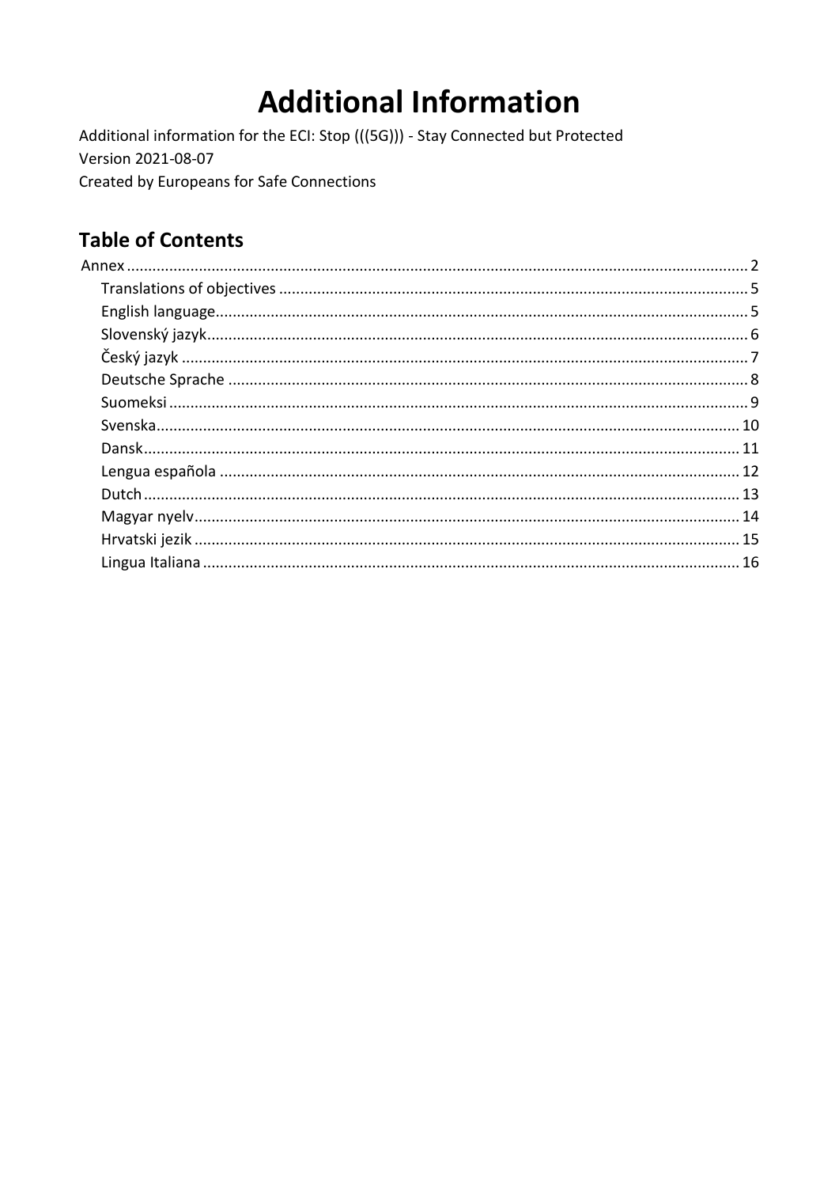# Additional Information

Additional information for the ECI: Stop (((5G))) - Stay Connected but Protected
Version 2021-08-07
Created by Europeans for Safe Connections

## Table of Contents

- Annex ..... 2
  - Translations of objectives ..... 5
  - English language ..... 5
  - Slovenský jazyk ..... 6
  - Český jazyk ..... 7
  - Deutsche Sprache ..... 8
  - Suomeksi ..... 9
  - Svenska ..... 10
  - Dansk ..... 11
  - Lengua española ..... 12
  - Dutch ..... 13
  - Magyar nyelv ..... 14
  - Hrvatski jezik ..... 15
  - Lingua Italiana ..... 16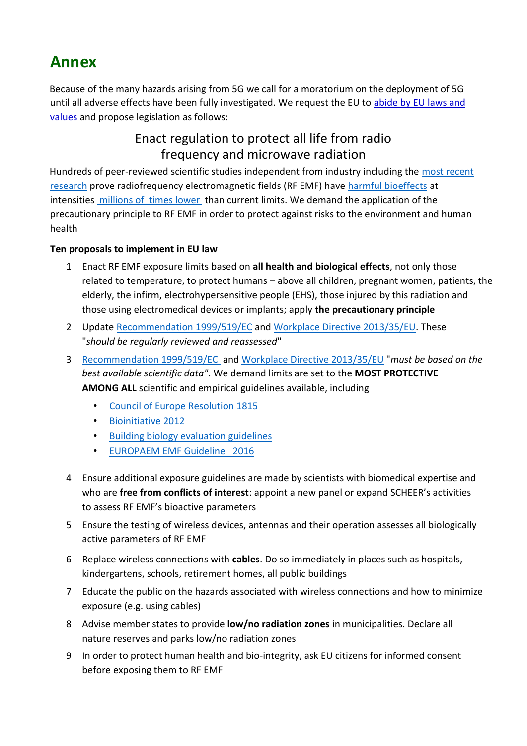# Annex

Because of the many hazards arising from 5G we call for a moratorium on the deployment of 5G until all adverse effects have been fully investigated. We request the EU to abide by EU laws and values and propose legislation as follows:

## Enact regulation to protect all life from radio frequency and microwave radiation

Hundreds of peer-reviewed scientific studies independent from industry including the most recent research prove radiofrequency electromagnetic fields (RF EMF) have harmful bioeffects at intensities millions of times lower than current limits. We demand the application of the precautionary principle to RF EMF in order to protect against risks to the environment and human health

**Ten proposals to implement in EU law**

1. Enact RF EMF exposure limits based on **all health and biological effects**, not only those related to temperature, to protect humans – above all children, pregnant women, patients, the elderly, the infirm, electrohypersensitive people (EHS), those injured by this radiation and those using electromedical devices or implants; apply **the precautionary principle**
2. Update Recommendation 1999/519/EC and Workplace Directive 2013/35/EU. These "*should be regularly reviewed and reassessed*"
3. Recommendation 1999/519/EC and Workplace Directive 2013/35/EU "*must be based on the best available scientific data*". We demand limits are set to the **MOST PROTECTIVE AMONG ALL** scientific and empirical guidelines available, including
   - Council of Europe Resolution 1815
   - Bioinitiative 2012
   - Building biology evaluation guidelines
   - EUROPAEM EMF Guideline 2016
4. Ensure additional exposure guidelines are made by scientists with biomedical expertise and who are **free from conflicts of interest**: appoint a new panel or expand SCHEER's activities to assess RF EMF's bioactive parameters
5. Ensure the testing of wireless devices, antennas and their operation assesses all biologically active parameters of RF EMF
6. Replace wireless connections with **cables**. Do so immediately in places such as hospitals, kindergartens, schools, retirement homes, all public buildings
7. Educate the public on the hazards associated with wireless connections and how to minimize exposure (e.g. using cables)
8. Advise member states to provide **low/no radiation zones** in municipalities. Declare all nature reserves and parks low/no radiation zones
9. In order to protect human health and bio-integrity, ask EU citizens for informed consent before exposing them to RF EMF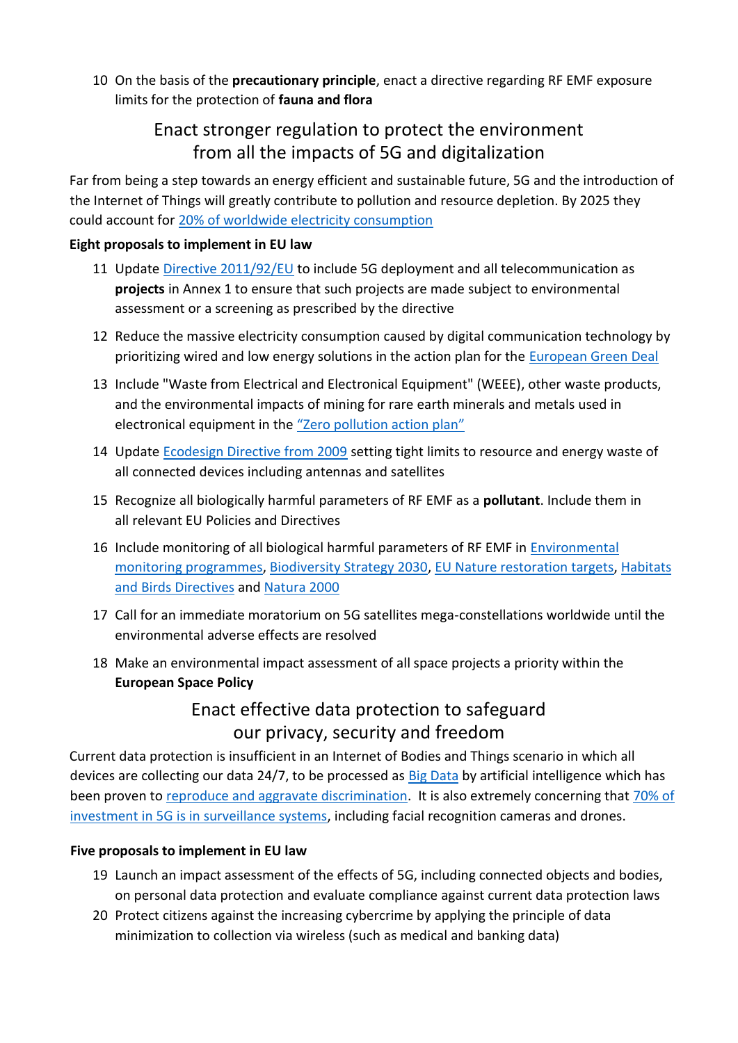10 On the basis of the **precautionary principle**, enact a directive regarding RF EMF exposure limits for the protection of **fauna and flora**

## Enact stronger regulation to protect the environment from all the impacts of 5G and digitalization

Far from being a step towards an energy efficient and sustainable future, 5G and the introduction of the Internet of Things will greatly contribute to pollution and resource depletion. By 2025 they could account for 20% of worldwide electricity consumption

**Eight proposals to implement in EU law**

11 Update Directive 2011/92/EU to include 5G deployment and all telecommunication as **projects** in Annex 1 to ensure that such projects are made subject to environmental assessment or a screening as prescribed by the directive

12 Reduce the massive electricity consumption caused by digital communication technology by prioritizing wired and low energy solutions in the action plan for the European Green Deal

13 Include "Waste from Electrical and Electronical Equipment" (WEEE), other waste products, and the environmental impacts of mining for rare earth minerals and metals used in electronical equipment in the "Zero pollution action plan"

14 Update Ecodesign Directive from 2009 setting tight limits to resource and energy waste of all connected devices including antennas and satellites

15 Recognize all biologically harmful parameters of RF EMF as a **pollutant**. Include them in all relevant EU Policies and Directives

16 Include monitoring of all biological harmful parameters of RF EMF in Environmental monitoring programmes, Biodiversity Strategy 2030, EU Nature restoration targets, Habitats and Birds Directives and Natura 2000

17 Call for an immediate moratorium on 5G satellites mega-constellations worldwide until the environmental adverse effects are resolved

18 Make an environmental impact assessment of all space projects a priority within the **European Space Policy**

## Enact effective data protection to safeguard our privacy, security and freedom

Current data protection is insufficient in an Internet of Bodies and Things scenario in which all devices are collecting our data 24/7, to be processed as Big Data by artificial intelligence which has been proven to reproduce and aggravate discrimination. It is also extremely concerning that 70% of investment in 5G is in surveillance systems, including facial recognition cameras and drones.

**Five proposals to implement in EU law**

19 Launch an impact assessment of the effects of 5G, including connected objects and bodies, on personal data protection and evaluate compliance against current data protection laws

20 Protect citizens against the increasing cybercrime by applying the principle of data minimization to collection via wireless (such as medical and banking data)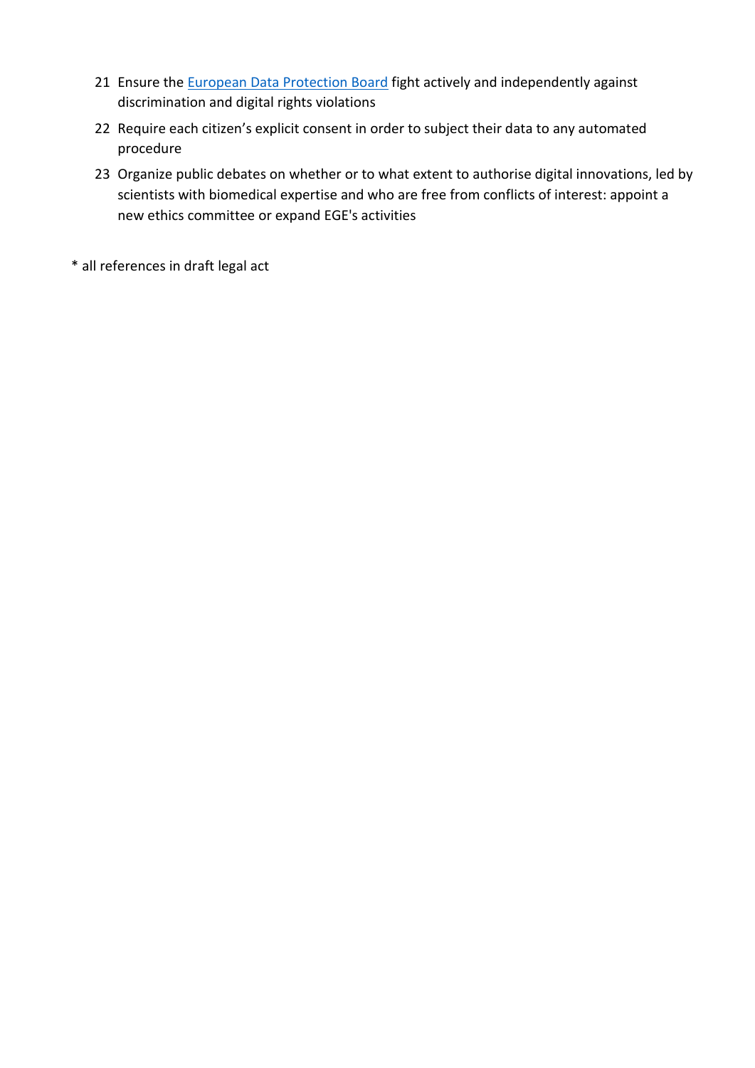21. Ensure the [European Data Protection Board] fight actively and independently against discrimination and digital rights violations
22. Require each citizen's explicit consent in order to subject their data to any automated procedure
23. Organize public debates on whether or to what extent to authorise digital innovations, led by scientists with biomedical expertise and who are free from conflicts of interest: appoint a new ethics committee or expand EGE's activities

* all references in draft legal act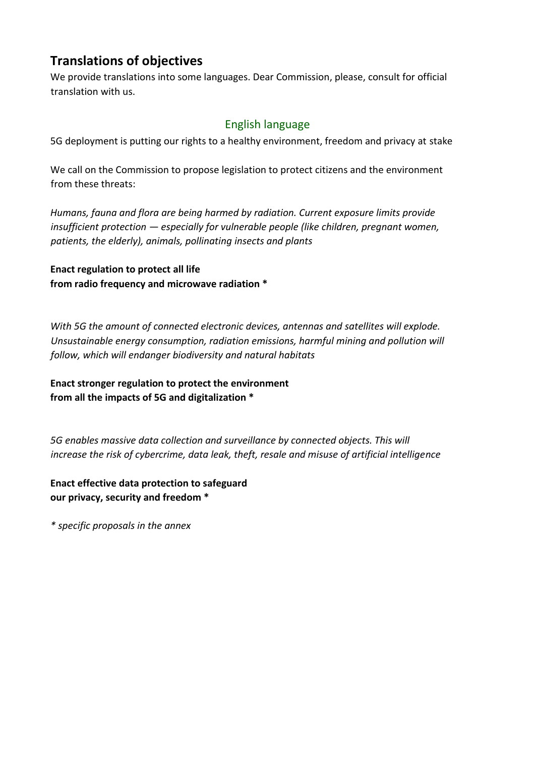## Translations of objectives

We provide translations into some languages. Dear Commission, please, consult for official translation with us.

### English language

5G deployment is putting our rights to a healthy environment, freedom and privacy at stake

We call on the Commission to propose legislation to protect citizens and the environment from these threats:

*Humans, fauna and flora are being harmed by radiation. Current exposure limits provide insufficient protection — especially for vulnerable people (like children, pregnant women, patients, the elderly), animals, pollinating insects and plants*

**Enact regulation to protect all life from radio frequency and microwave radiation \***

*With 5G the amount of connected electronic devices, antennas and satellites will explode. Unsustainable energy consumption, radiation emissions, harmful mining and pollution will follow, which will endanger biodiversity and natural habitats*

**Enact stronger regulation to protect the environment from all the impacts of 5G and digitalization \***

*5G enables massive data collection and surveillance by connected objects. This will increase the risk of cybercrime, data leak, theft, resale and misuse of artificial intelligence*

**Enact effective data protection to safeguard our privacy, security and freedom \***

*\* specific proposals in the annex*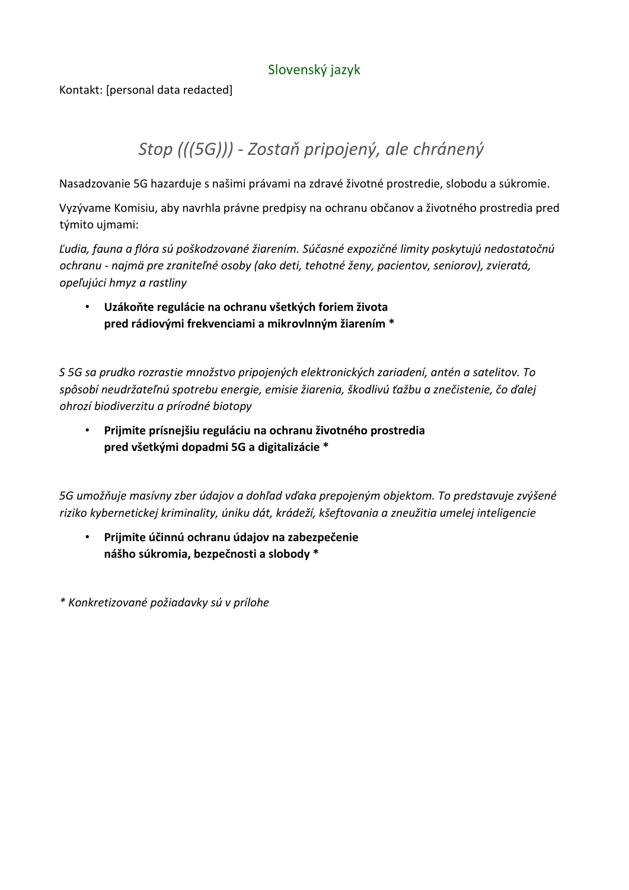Slovenský jazyk

Kontakt: [personal data redacted]

# *Stop (((5G))) - Zostaň pripojený, ale chránený*

Nasadzovanie 5G hazarduje s našimi právami na zdravé životné prostredie, slobodu a súkromie.

Vyzývame Komisiu, aby navrhla právne predpisy na ochranu občanov a životného prostredia pred týmito ujmami:

*Ľudia, fauna a flóra sú poškodzované žiarením. Súčasné expozičné limity poskytujú nedostatočnú ochranu - najmä pre zraniteľné osoby (ako deti, tehotné ženy, pacientov, seniorov), zvieratá, opeľujúci hmyz a rastliny*

- **Uzákoňte regulácie na ochranu všetkých foriem života pred rádiovými frekvenciami a mikrovlnným žiarením ***

*S 5G sa prudko rozrastie množstvo pripojených elektronických zariadení, antén a satelitov. To spôsobí neudržateľnú spotrebu energie, emisie žiarenia, škodlivú ťažbu a znečistenie, čo ďalej ohrozí biodiverzitu a prírodné biotopy*

- **Prijmite prísnejšiu reguláciu na ochranu životného prostredia pred všetkými dopadmi 5G a digitalizácie ***

*5G umožňuje masívny zber údajov a dohľad vďaka prepojeným objektom. To predstavuje zvýšené riziko kybernetickej kriminality, úniku dát, krádeží, kšeftovania a zneužitia umelej inteligencie*

- **Prijmite účinnú ochranu údajov na zabezpečenie nášho súkromia, bezpečnosti a slobody ***

*\* Konkretizované požiadavky sú v prílohe*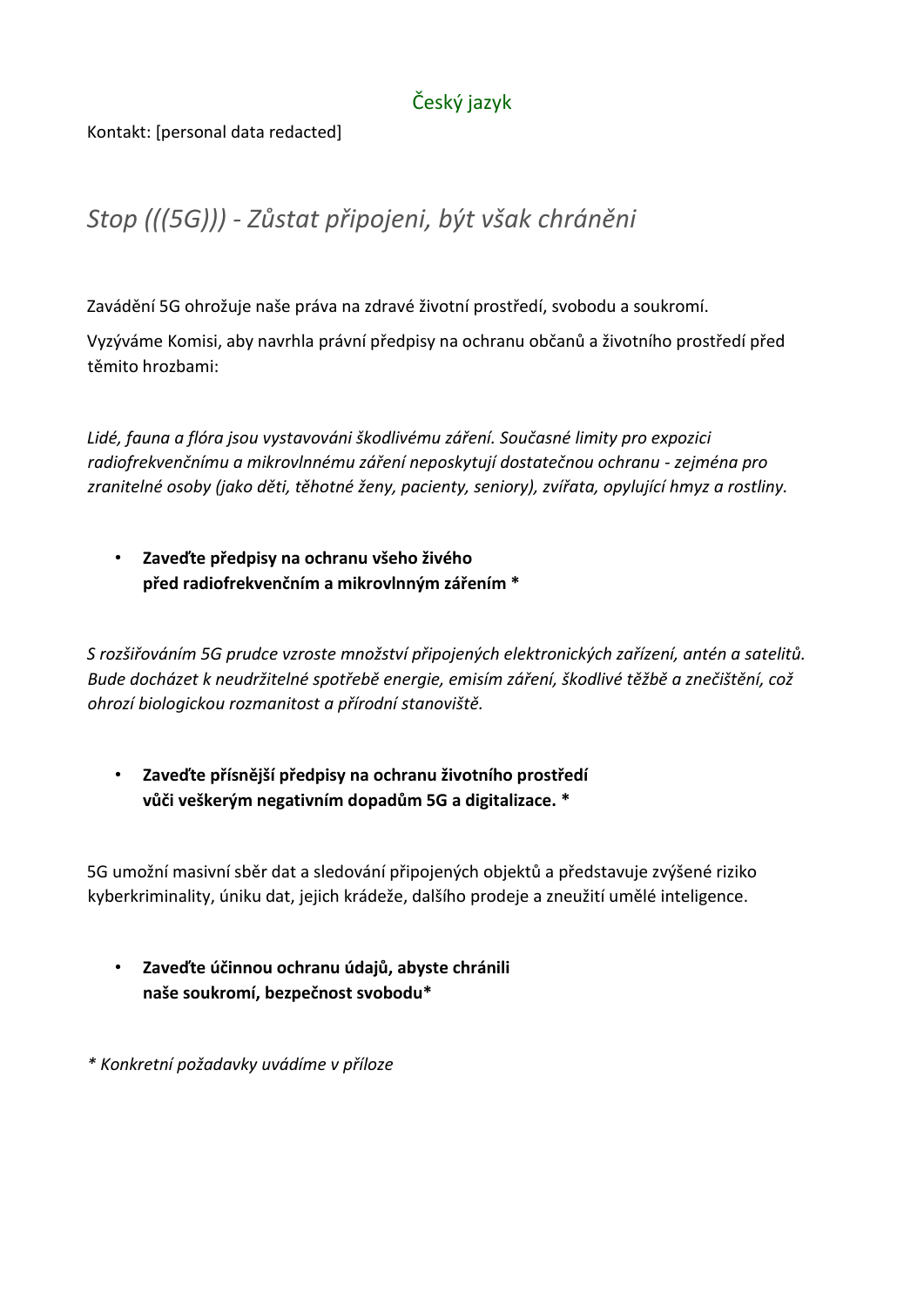Český jazyk

Kontakt: [personal data redacted]

## *Stop (((5G))) - Zůstat připojeni, být však chráněni*

Zavádění 5G ohrožuje naše práva na zdravé životní prostředí, svobodu a soukromí.

Vyzýváme Komisi, aby navrhla právní předpisy na ochranu občanů a životního prostředí před těmito hrozbami:

*Lidé, fauna a flóra jsou vystavováni škodlivému záření. Současné limity pro expozici radiofrekvenčnímu a mikrovlnnému záření neposkytují dostatečnou ochranu - zejména pro zranitelné osoby (jako děti, těhotné ženy, pacienty, seniory), zvířata, opylující hmyz a rostliny.*

- **Zaveďte předpisy na ochranu všeho živého před radiofrekvenčním a mikrovlnným zářením ***

*S rozšiřováním 5G prudce vzroste množství připojených elektronických zařízení, antén a satelitů. Bude docházet k neudržitelné spotřebě energie, emisím záření, škodlivé těžbě a znečištění, což ohrozí biologickou rozmanitost a přírodní stanoviště.*

- **Zaveďte přísnější předpisy na ochranu životního prostředí vůči veškerým negativním dopadům 5G a digitalizace. ***

5G umožní masivní sběr dat a sledování připojených objektů a představuje zvýšené riziko kyberkriminality, úniku dat, jejich krádeže, dalšího prodeje a zneužití umělé inteligence.

- **Zaveďte účinnou ochranu údajů, abyste chránili naše soukromí, bezpečnost svobodu***

*\* Konkretní požadavky uvádíme v příloze*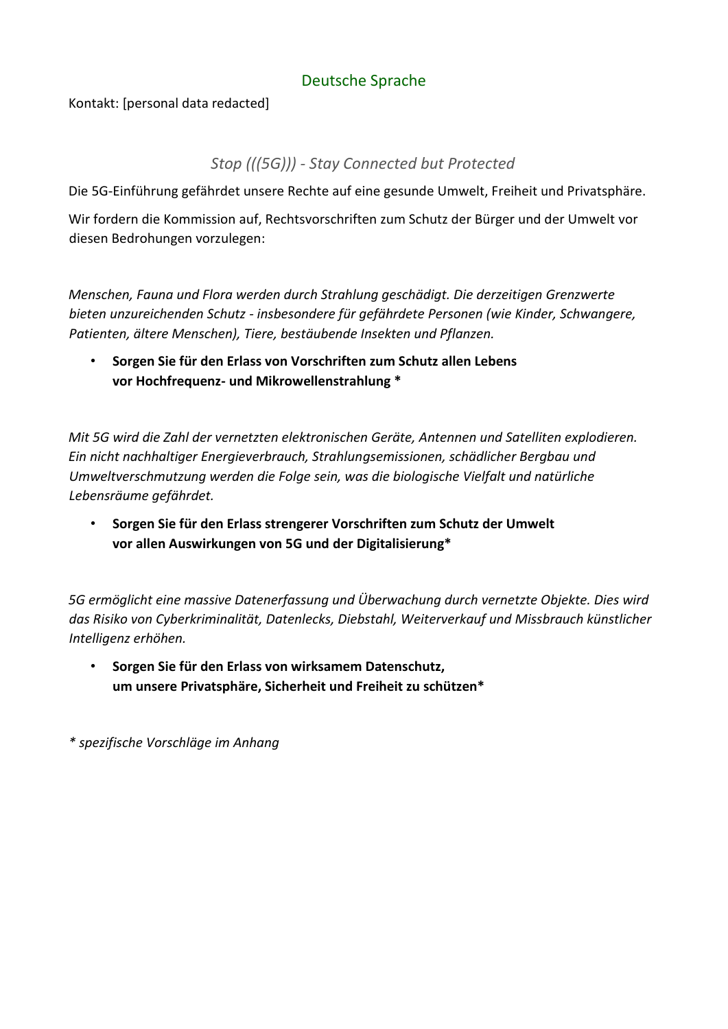## Deutsche Sprache

Kontakt: [personal data redacted]

### *Stop (((5G))) - Stay Connected but Protected*

Die 5G-Einführung gefährdet unsere Rechte auf eine gesunde Umwelt, Freiheit und Privatsphäre.

Wir fordern die Kommission auf, Rechtsvorschriften zum Schutz der Bürger und der Umwelt vor diesen Bedrohungen vorzulegen:

*Menschen, Fauna und Flora werden durch Strahlung geschädigt. Die derzeitigen Grenzwerte bieten unzureichenden Schutz - insbesondere für gefährdete Personen (wie Kinder, Schwangere, Patienten, ältere Menschen), Tiere, bestäubende Insekten und Pflanzen.*

- **Sorgen Sie für den Erlass von Vorschriften zum Schutz allen Lebens vor Hochfrequenz- und Mikrowellenstrahlung ***

*Mit 5G wird die Zahl der vernetzten elektronischen Geräte, Antennen und Satelliten explodieren. Ein nicht nachhaltiger Energieverbrauch, Strahlungsemissionen, schädlicher Bergbau und Umweltverschmutzung werden die Folge sein, was die biologische Vielfalt und natürliche Lebensräume gefährdet.*

- **Sorgen Sie für den Erlass strengerer Vorschriften zum Schutz der Umwelt vor allen Auswirkungen von 5G und der Digitalisierung***

*5G ermöglicht eine massive Datenerfassung und Überwachung durch vernetzte Objekte. Dies wird das Risiko von Cyberkriminalität, Datenlecks, Diebstahl, Weiterverkauf und Missbrauch künstlicher Intelligenz erhöhen.*

- **Sorgen Sie für den Erlass von wirksamem Datenschutz, um unsere Privatsphäre, Sicherheit und Freiheit zu schützen***

*\* spezifische Vorschläge im Anhang*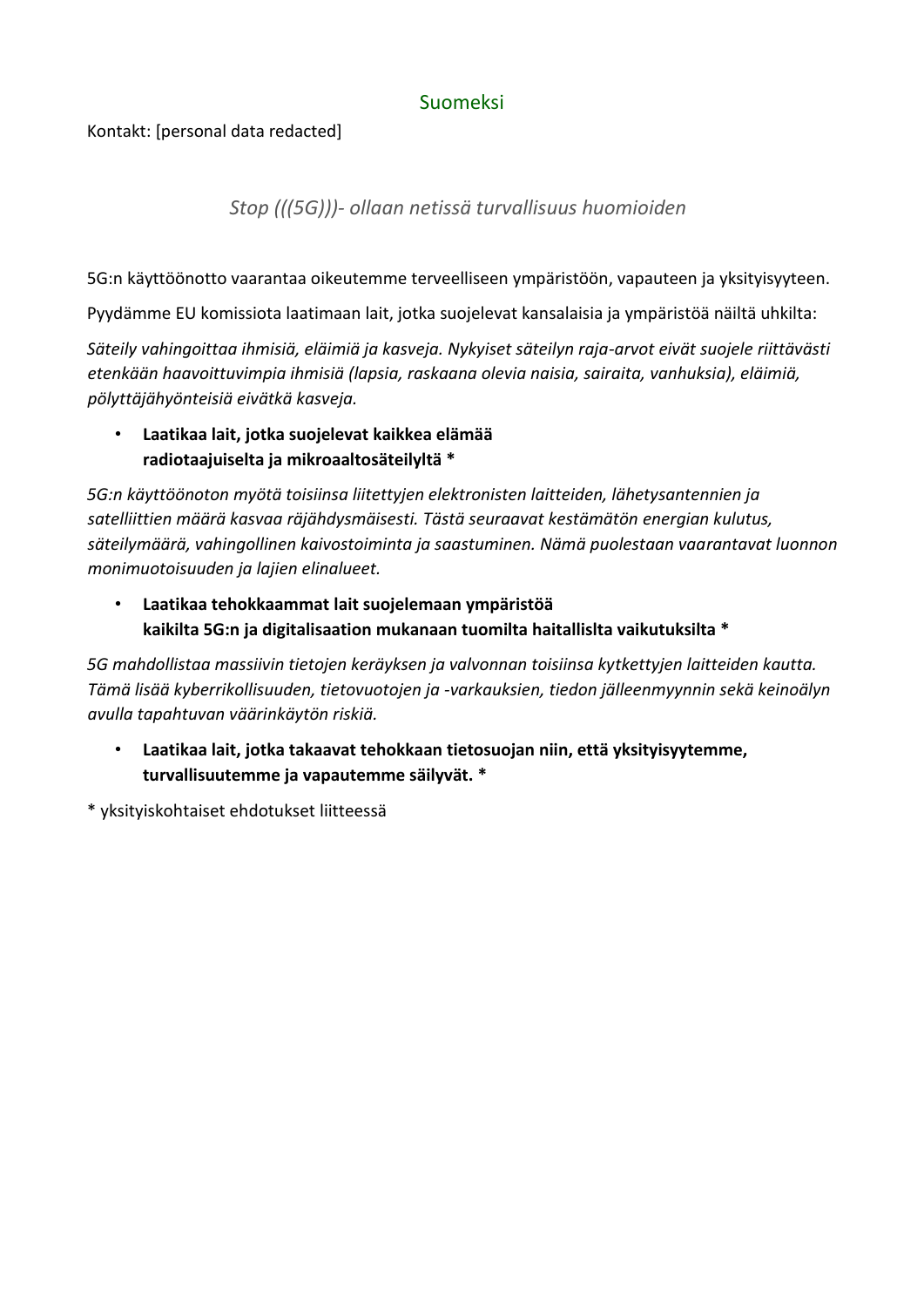## Suomeksi

Kontakt: [personal data redacted]

### *Stop (((5G)))- ollaan netissä turvallisuus huomioiden*

5G:n käyttöönotto vaarantaa oikeutemme terveelliseen ympäristöön, vapauteen ja yksityisyyteen.

Pyydämme EU komissiota laatimaan lait, jotka suojelevat kansalaisia ja ympäristöä näiltä uhkilta:

*Säteily vahingoittaa ihmisiä, eläimiä ja kasveja. Nykyiset säteilyn raja-arvot eivät suojele riittävästi etenkään haavoittuvimpia ihmisiä (lapsia, raskaana olevia naisia, sairaita, vanhuksia), eläimiä, pölyttäjähyönteisiä eivätkä kasveja.*

- **Laatikaa lait, jotka suojelevat kaikkea elämää radiotaajuiselta ja mikroaaltosäteilyltä \***

*5G:n käyttöönoton myötä toisiinsa liitettyjen elektronisten laitteiden, lähetysantennien ja satelliittien määrä kasvaa räjähdysmäisesti. Tästä seuraavat kestämätön energian kulutus, säteilymäärä, vahingollinen kaivostoiminta ja saastuminen. Nämä puolestaan vaarantavat luonnon monimuotoisuuden ja lajien elinalueet.*

- **Laatikaa tehokkaammat lait suojelemaan ympäristöä kaikilta 5G:n ja digitalisaation mukanaan tuomilta haitallislta vaikutuksilta \***

*5G mahdollistaa massiivin tietojen keräyksen ja valvonnan toisiinsa kytkettyjen laitteiden kautta. Tämä lisää kyberrikollisuuden, tietovuotojen ja -varkauksien, tiedon jälleenmyynnin sekä keinoälyn avulla tapahtuvan väärinkäytön riskiä.*

- **Laatikaa lait, jotka takaavat tehokkaan tietosuojan niin, että yksityisyytemme, turvallisuutemme ja vapautemme säilyvät. \***

\* yksityiskohtaiset ehdotukset liitteessä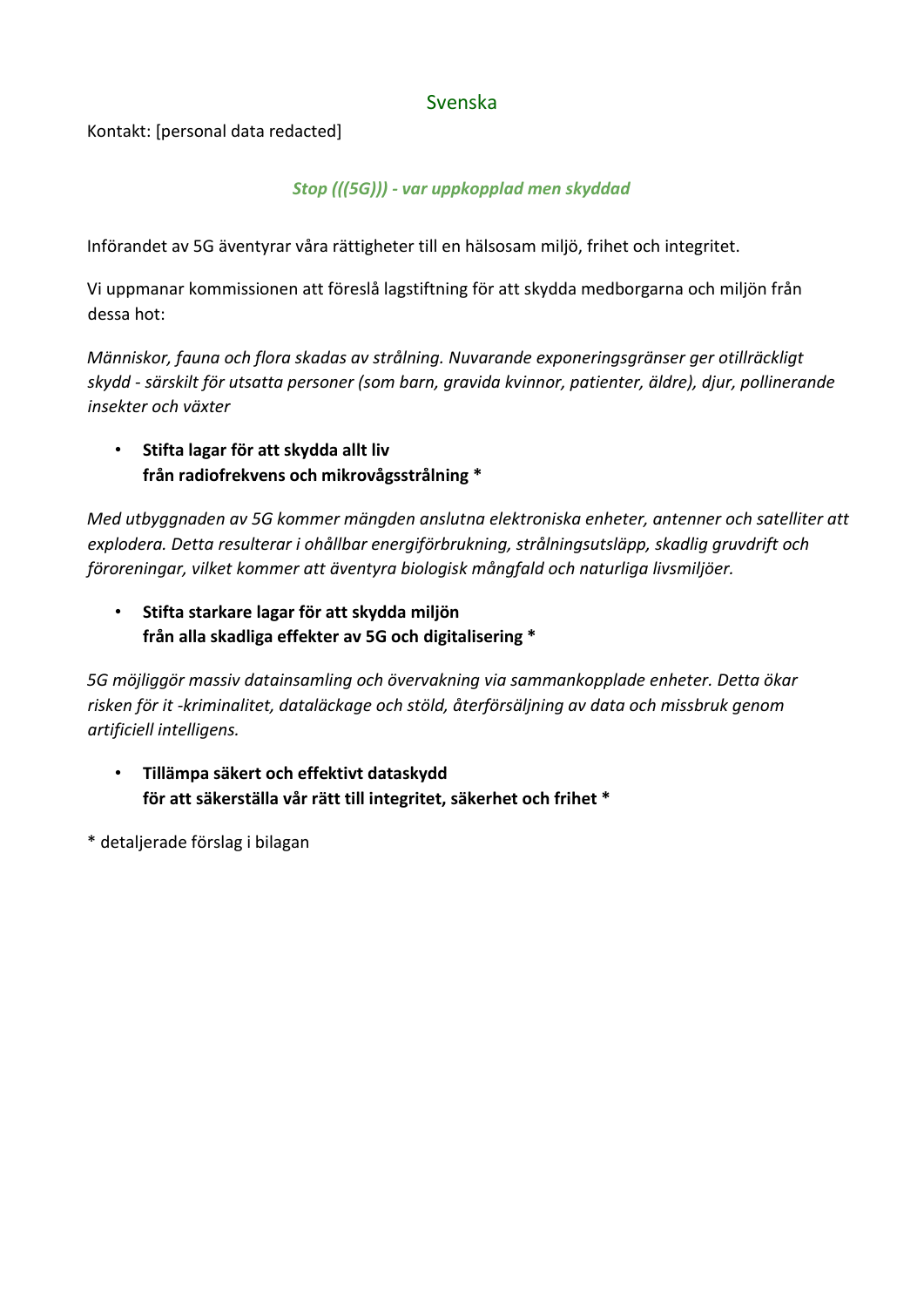## Svenska

Kontakt: [personal data redacted]

***Stop (((5G))) - var uppkopplad men skyddad***

Införandet av 5G äventyrar våra rättigheter till en hälsosam miljö, frihet och integritet.

Vi uppmanar kommissionen att föreslå lagstiftning för att skydda medborgarna och miljön från dessa hot:

*Människor, fauna och flora skadas av strålning. Nuvarande exponeringsgränser ger otillräckligt skydd - särskilt för utsatta personer (som barn, gravida kvinnor, patienter, äldre), djur, pollinerande insekter och växter*

- **Stifta lagar för att skydda allt liv
  från radiofrekvens och mikrovågsstrålning ***

*Med utbyggnaden av 5G kommer mängden anslutna elektroniska enheter, antenner och satelliter att explodera. Detta resulterar i ohållbar energiförbrukning, strålningsutsläpp, skadlig gruvdrift och föroreningar, vilket kommer att äventyra biologisk mångfald och naturliga livsmiljöer.*

- **Stifta starkare lagar för att skydda miljön
  från alla skadliga effekter av 5G och digitalisering ***

*5G möjliggör massiv datainsamling och övervakning via sammankopplade enheter. Detta ökar risken för it -kriminalitet, dataläckage och stöld, återförsäljning av data och missbruk genom artificiell intelligens.*

- **Tillämpa säkert och effektivt dataskydd
  för att säkerställa vår rätt till integritet, säkerhet och frihet ***

* detaljerade förslag i bilagan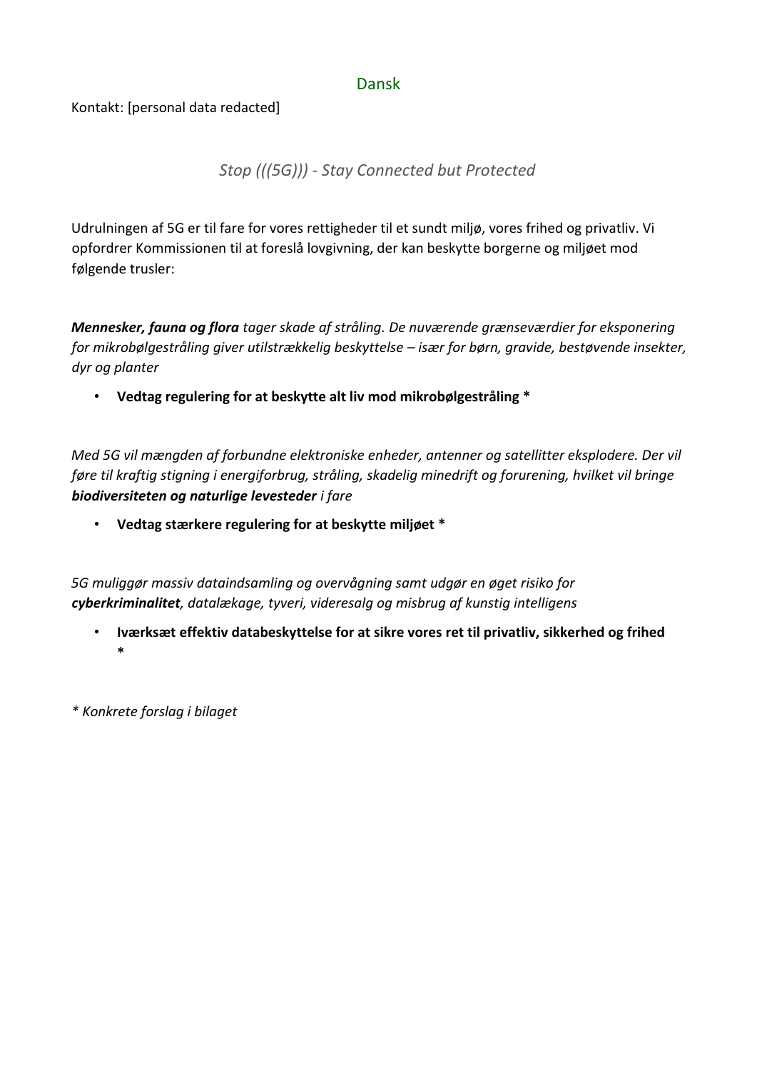Dansk

Kontakt: [personal data redacted]

*Stop (((5G))) - Stay Connected but Protected*

Udrulningen af 5G er til fare for vores rettigheder til et sundt miljø, vores frihed og privatliv. Vi opfordrer Kommissionen til at foreslå lovgivning, der kan beskytte borgerne og miljøet mod følgende trusler:

***Mennesker, fauna og flora*** *tager skade af stråling. De nuværende grænseværdier for eksponering for mikrobølgestråling giver utilstrækkelig beskyttelse – især for børn, gravide, bestøvende insekter, dyr og planter*

- **Vedtag regulering for at beskytte alt liv mod mikrobølgestråling ***

*Med 5G vil mængden af forbundne elektroniske enheder, antenner og satellitter eksplodere. Der vil føre til kraftig stigning i energiforbrug, stråling, skadelig minedrift og forurening, hvilket vil bringe* ***biodiversiteten og naturlige levesteder*** *i fare*

- **Vedtag stærkere regulering for at beskytte miljøet ***

*5G muliggør massiv dataindsamling og overvågning samt udgør en øget risiko for* ***cyberkriminalitet****, datalækage, tyveri, videresalg og misbrug af kunstig intelligens*

- **Iværksæt effektiv databeskyttelse for at sikre vores ret til privatliv, sikkerhed og frihed ***

*\* Konkrete forslag i bilaget*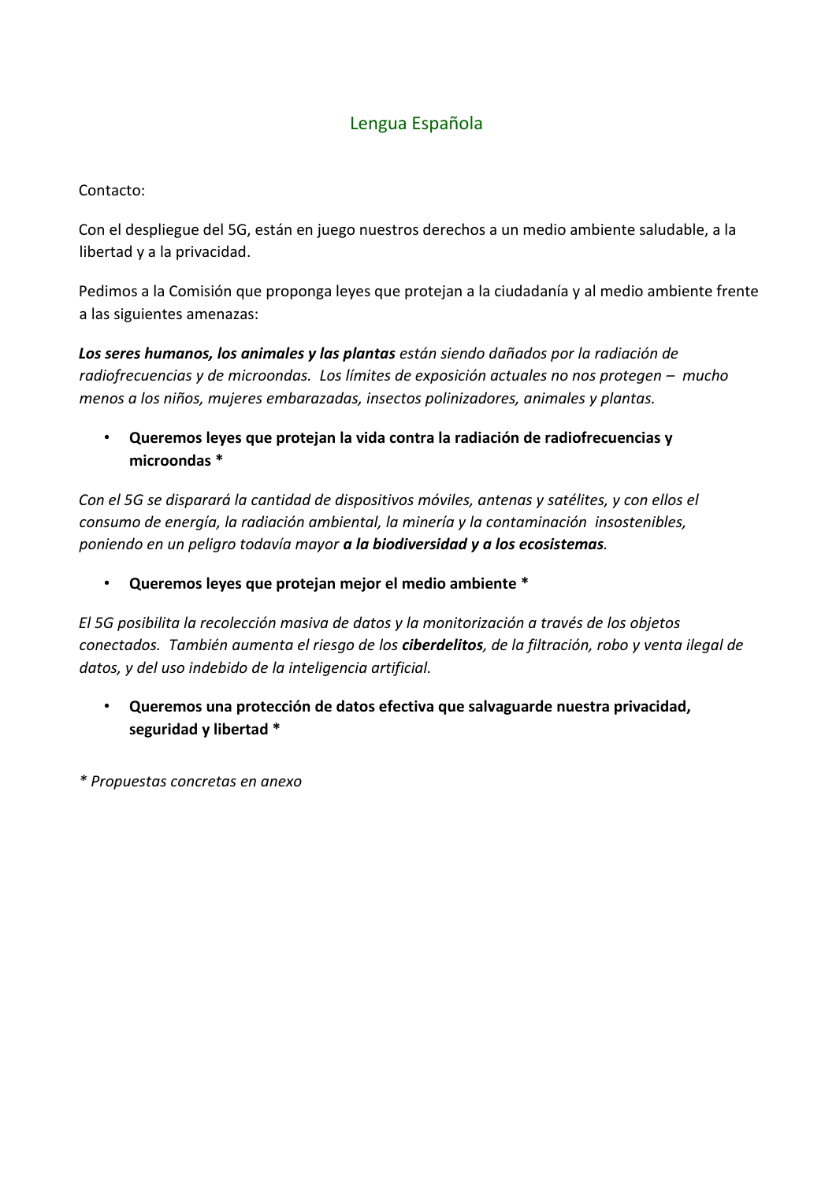## Lengua Española

Contacto:

Con el despliegue del 5G, están en juego nuestros derechos a un medio ambiente saludable, a la libertad y a la privacidad.

Pedimos a la Comisión que proponga leyes que protejan a la ciudadanía y al medio ambiente frente a las siguientes amenazas:

***Los seres humanos, los animales y las plantas*** *están siendo dañados por la radiación de radiofrecuencias y de microondas. Los límites de exposición actuales no nos protegen – mucho menos a los niños, mujeres embarazadas, insectos polinizadores, animales y plantas.*

- **Queremos leyes que protejan la vida contra la radiación de radiofrecuencias y microondas ***

*Con el 5G se disparará la cantidad de dispositivos móviles, antenas y satélites, y con ellos el consumo de energía, la radiación ambiental, la minería y la contaminación insostenibles, poniendo en un peligro todavía mayor* ***a la biodiversidad y a los ecosistemas****.*

- **Queremos leyes que protejan mejor el medio ambiente ***

*El 5G posibilita la recolección masiva de datos y la monitorización a través de los objetos conectados. También aumenta el riesgo de los* ***ciberdelitos****, de la filtración, robo y venta ilegal de datos, y del uso indebido de la inteligencia artificial.*

- **Queremos una protección de datos efectiva que salvaguarde nuestra privacidad, seguridad y libertad ***

*\* Propuestas concretas en anexo*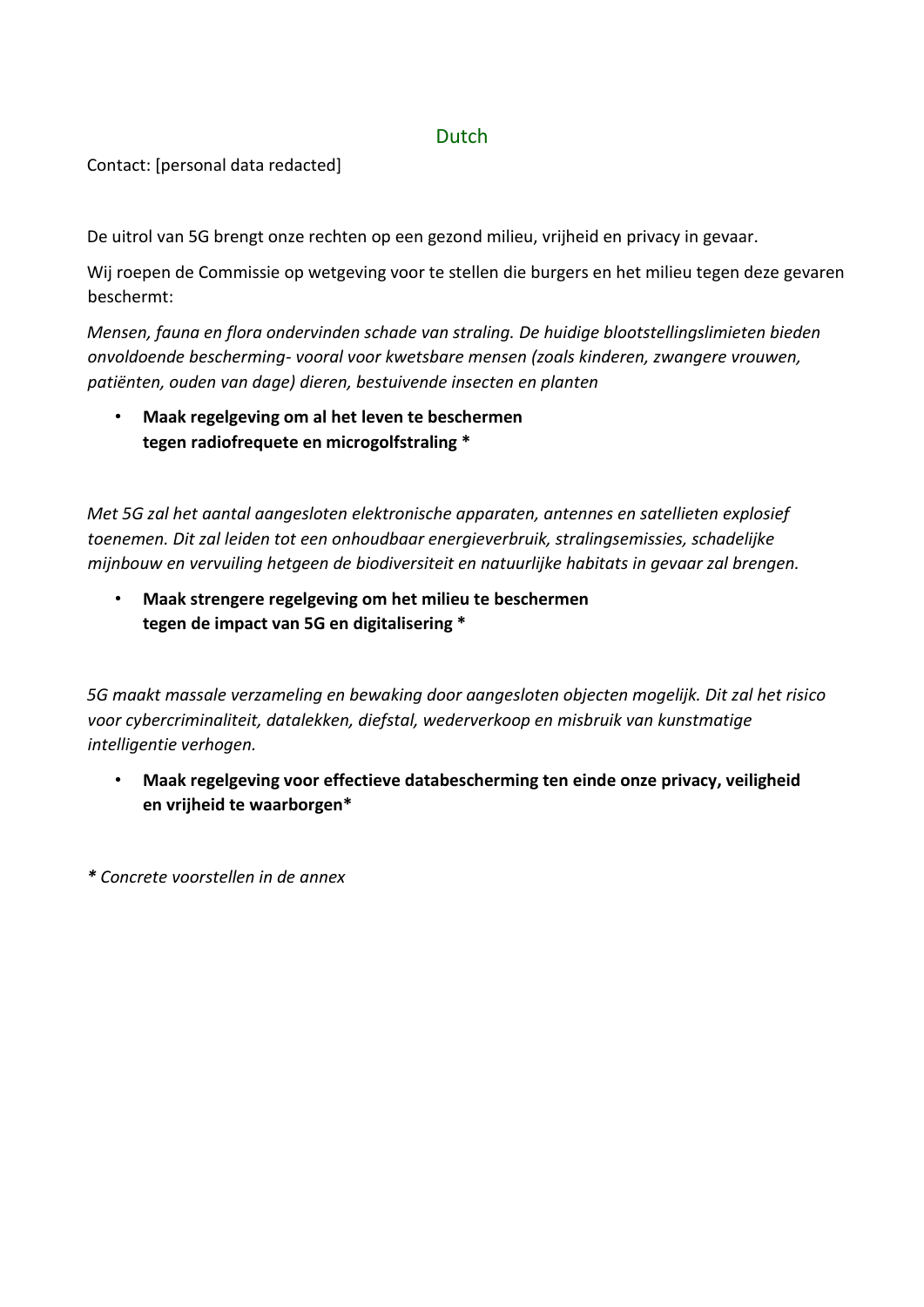Dutch

Contact: [personal data redacted]

De uitrol van 5G brengt onze rechten op een gezond milieu, vrijheid en privacy in gevaar.

Wij roepen de Commissie op wetgeving voor te stellen die burgers en het milieu tegen deze gevaren beschermt:

*Mensen, fauna en flora ondervinden schade van straling. De huidige blootstellingslimieten bieden onvoldoende bescherming- vooral voor kwetsbare mensen (zoals kinderen, zwangere vrouwen, patiënten, ouden van dage) dieren, bestuivende insecten en planten*

- **Maak regelgeving om al het leven te beschermen tegen radiofrequete en microgolfstraling \***

*Met 5G zal het aantal aangesloten elektronische apparaten, antennes en satellieten explosief toenemen. Dit zal leiden tot een onhoudbaar energieverbruik, stralingsemissies, schadelijke mijnbouw en vervuiling hetgeen de biodiversiteit en natuurlijke habitats in gevaar zal brengen.*

- **Maak strengere regelgeving om het milieu te beschermen tegen de impact van 5G en digitalisering \***

*5G maakt massale verzameling en bewaking door aangesloten objecten mogelijk. Dit zal het risico voor cybercriminaliteit, datalekken, diefstal, wederverkoop en misbruik van kunstmatige intelligentie verhogen.*

- **Maak regelgeving voor effectieve databescherming ten einde onze privacy, veiligheid en vrijheid te waarborgen\***

***\**** *Concrete voorstellen in de annex*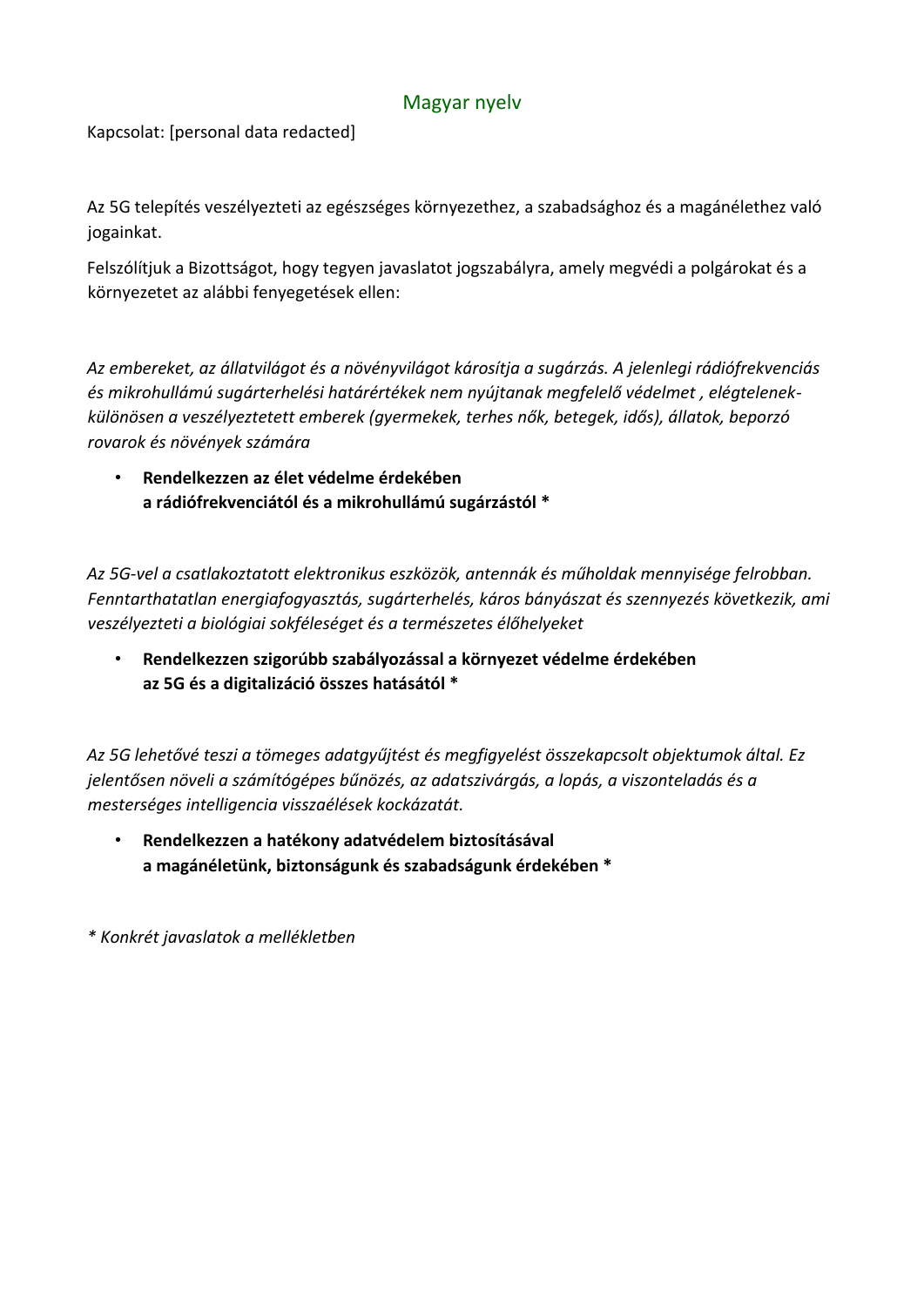## Magyar nyelv

Kapcsolat: [personal data redacted]

Az 5G telepítés veszélyezteti az egészséges környezethez, a szabadsághoz és a magánélethez való jogainkat.

Felszólítjuk a Bizottságot, hogy tegyen javaslatot jogszabályra, amely megvédi a polgárokat és a környezetet az alábbi fenyegetések ellen:

*Az embereket, az állatvilágot és a növényvilágot károsítja a sugárzás. A jelenlegi rádiófrekvenciás és mikrohullámú sugárterhelési határértékek nem nyújtanak megfelelő védelmet , elégtelenek- különösen a veszélyeztetett emberek (gyermekek, terhes nők, betegek, idős), állatok, beporzó rovarok és növények számára*

- **Rendelkezzen az élet védelme érdekében a rádiófrekvenciától és a mikrohullámú sugárzástól ***

*Az 5G-vel a csatlakoztatott elektronikus eszközök, antennák és műholdak mennyisége felrobban. Fenntarthatatlan energiafogyasztás, sugárterhelés, káros bányászat és szennyezés következik, ami veszélyezteti a biológiai sokféleséget és a természetes élőhelyeket*

- **Rendelkezzen szigorúbb szabályozással a környezet védelme érdekében az 5G és a digitalizáció összes hatásától ***

*Az 5G lehetővé teszi a tömeges adatgyűjtést és megfigyelést összekapcsolt objektumok által. Ez jelentősen növeli a számítógépes bűnözés, az adatszivárgás, a lopás, a viszonteladás és a mesterséges intelligencia visszaélések kockázatát.*

- **Rendelkezzen a hatékony adatvédelem biztosításával a magánéletünk, biztonságunk és szabadságunk érdekében ***

*\* Konkrét javaslatok a mellékletben*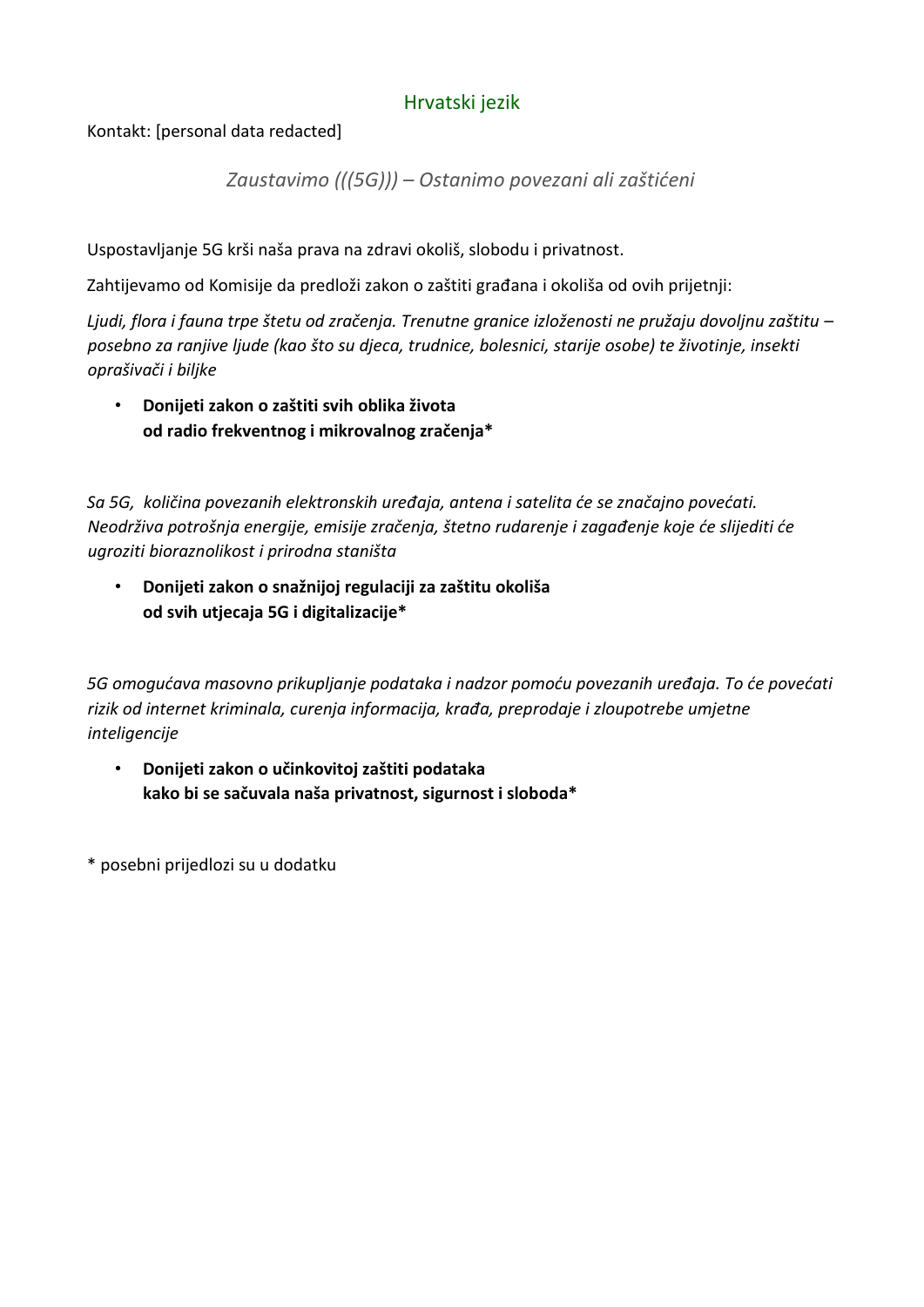## Hrvatski jezik

Kontakt: [personal data redacted]

*Zaustavimo (((5G))) – Ostanimo povezani ali zaštićeni*

Uspostavljanje 5G krši naša prava na zdravi okoliš, slobodu i privatnost.

Zahtijevamo od Komisije da predloži zakon o zaštiti građana i okoliša od ovih prijetnji:

*Ljudi, flora i fauna trpe štetu od zračenja. Trenutne granice izloženosti ne pružaju dovoljnu zaštitu – posebno za ranjive ljude (kao što su djeca, trudnice, bolesnici, starije osobe) te životinje, insekti oprašivači i biljke*

- **Donijeti zakon o zaštiti svih oblika života od radio frekventnog i mikrovalnog zračenja***

*Sa 5G, količina povezanih elektronskih uređaja, antena i satelita će se značajno povećati. Neodrživa potrošnja energije, emisije zračenja, štetno rudarenje i zagađenje koje će slijediti će ugroziti bioraznolikost i prirodna staništa*

- **Donijeti zakon o snažnijoj regulaciji za zaštitu okoliša od svih utjecaja 5G i digitalizacije***

*5G omogućava masovno prikupljanje podataka i nadzor pomoću povezanih uređaja. To će povećati rizik od internet kriminala, curenja informacija, krađa, preprodaje i zloupotrebe umjetne inteligencije*

- **Donijeti zakon o učinkovitoj zaštiti podataka kako bi se sačuvala naša privatnost, sigurnost i sloboda***

\* posebni prijedlozi su u dodatku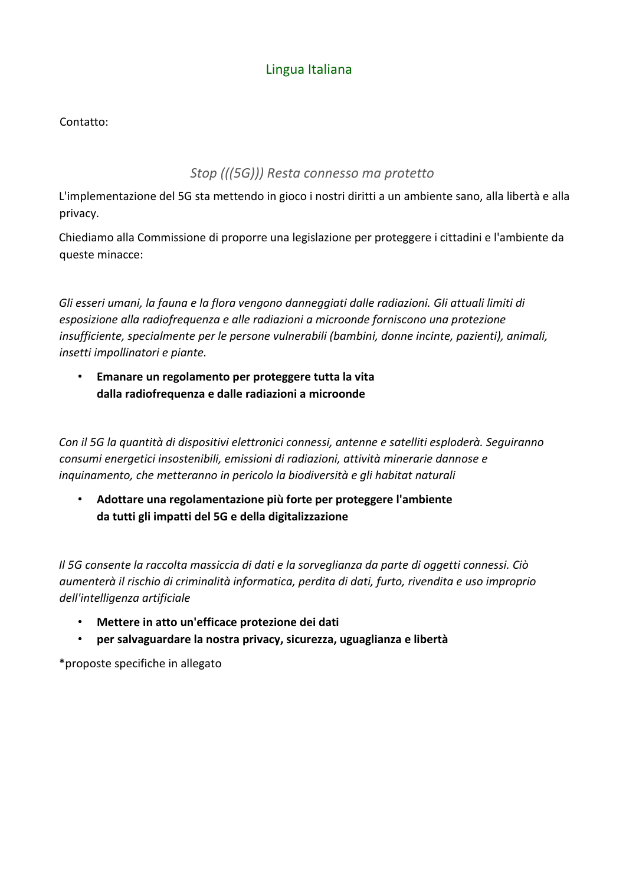Lingua Italiana

Contatto:

## *Stop (((5G))) Resta connesso ma protetto*

L'implementazione del 5G sta mettendo in gioco i nostri diritti a un ambiente sano, alla libertà e alla privacy.

Chiediamo alla Commissione di proporre una legislazione per proteggere i cittadini e l'ambiente da queste minacce:

*Gli esseri umani, la fauna e la flora vengono danneggiati dalle radiazioni. Gli attuali limiti di esposizione alla radiofrequenza e alle radiazioni a microonde forniscono una protezione insufficiente, specialmente per le persone vulnerabili (bambini, donne incinte, pazienti), animali, insetti impollinatori e piante.*

- **Emanare un regolamento per proteggere tutta la vita dalla radiofrequenza e dalle radiazioni a microonde**

*Con il 5G la quantità di dispositivi elettronici connessi, antenne e satelliti esploderà. Seguiranno consumi energetici insostenibili, emissioni di radiazioni, attività minerarie dannose e inquinamento, che metteranno in pericolo la biodiversità e gli habitat naturali*

- **Adottare una regolamentazione più forte per proteggere l'ambiente da tutti gli impatti del 5G e della digitalizzazione**

*Il 5G consente la raccolta massiccia di dati e la sorveglianza da parte di oggetti connessi. Ciò aumenterà il rischio di criminalità informatica, perdita di dati, furto, rivendita e uso improprio dell'intelligenza artificiale*

- **Mettere in atto un'efficace protezione dei dati**
- **per salvaguardare la nostra privacy, sicurezza, uguaglianza e libertà**

*proposte specifiche in allegato